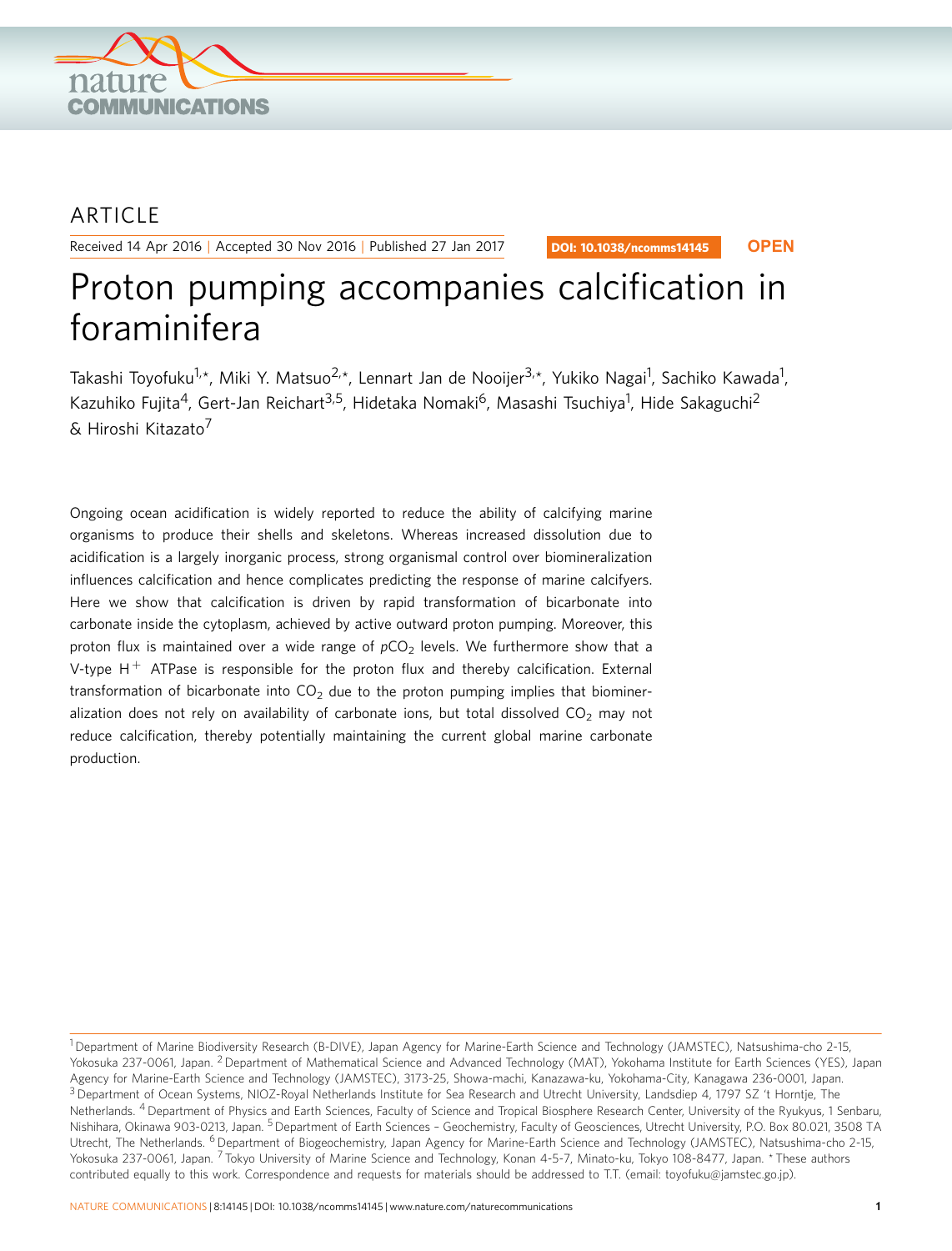ARTICLE

Received 14 Apr 2016 | Accepted 30 Nov 2016 | Published 27 Jan 2017

DOI: 10.1038/ncomms14145 **OPEN**

# Proton pumping accompanies calcification in foraminifera

Takashi Toyofuku[1,*], Miki Y. Matsuo[2,*], Lennart Jan de Nooijer[3,*], Yukiko Nagai[1], Sachiko Kawada[1], Kazuhiko Fujita[4], Gert-Jan Reichart[3,5], Hidetaka Nomaki[6], Masashi Tsuchiya[1], Hide Sakaguchi[2] & Hiroshi Kitazato[7]

Ongoing ocean acidification is widely reported to reduce the ability of calcifying marine organisms to produce their shells and skeletons. Whereas increased dissolution due to acidification is a largely inorganic process, strong organismal control over biomineralization influences calcification and hence complicates predicting the response of marine calcifyers. Here we show that calcification is driven by rapid transformation of bicarbonate into carbonate inside the cytoplasm, achieved by active outward proton pumping. Moreover, this proton flux is maintained over a wide range of $pCO_2$ levels. We furthermore show that a V-type $H^+$ ATPase is responsible for the proton flux and thereby calcification. External transformation of bicarbonate into $CO_2$ due to the proton pumping implies that biomineralization does not rely on availability of carbonate ions, but total dissolved $CO_2$ may not reduce calcification, thereby potentially maintaining the current global marine carbonate production.

[1] Department of Marine Biodiversity Research (B-DIVE), Japan Agency for Marine-Earth Science and Technology (JAMSTEC), Natsushima-cho 2-15, Yokosuka 237-0061, Japan. [2] Department of Mathematical Science and Advanced Technology (MAT), Yokohama Institute for Earth Sciences (YES), Japan Agency for Marine-Earth Science and Technology (JAMSTEC), 3173-25, Showa-machi, Kanazawa-ku, Yokohama-City, Kanagawa 236-0001, Japan. [3] Department of Ocean Systems, NIOZ-Royal Netherlands Institute for Sea Research and Utrecht University, Landsdiep 4, 1797 SZ 't Horntje, The Netherlands. [4] Department of Physics and Earth Sciences, Faculty of Science and Tropical Biosphere Research Center, University of the Ryukyus, 1 Senbaru, Nishihara, Okinawa 903-0213, Japan. [5] Department of Earth Sciences – Geochemistry, Faculty of Geosciences, Utrecht University, P.O. Box 80.021, 3508 TA Utrecht, The Netherlands. [6] Department of Biogeochemistry, Japan Agency for Marine-Earth Science and Technology (JAMSTEC), Natsushima-cho 2-15, Yokosuka 237-0061, Japan. [7] Tokyo University of Marine Science and Technology, Konan 4-5-7, Minato-ku, Tokyo 108-8477, Japan. * These authors contributed equally to this work. Correspondence and requests for materials should be addressed to T.T. (email: toyofuku@jamstec.go.jp).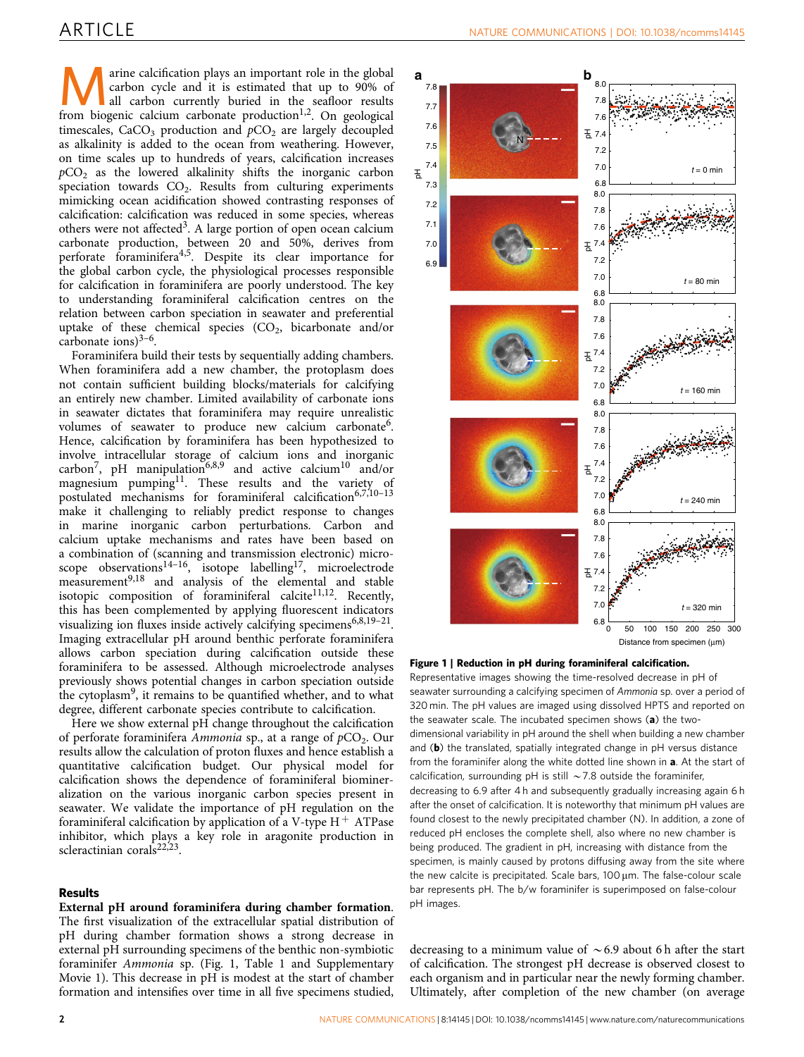Marine calcification plays an important role in the global carbon cycle and it is estimated that up to 90% of all carbon currently buried in the seafloor results from biogenic calcium carbonate production[1,2]. On geological timescales, $CaCO_3$ production and $pCO_2$ are largely decoupled as alkalinity is added to the ocean from weathering. However, on time scales up to hundreds of years, calcification increases $pCO_2$ as the lowered alkalinity shifts the inorganic carbon speciation towards $CO_2$. Results from culturing experiments mimicking ocean acidification showed contrasting responses of calcification: calcification was reduced in some species, whereas others were not affected[3]. A large portion of open ocean calcium carbonate production, between 20 and 50%, derives from perforate foraminifera[4,5]. Despite its clear importance for the global carbon cycle, the physiological processes responsible for calcification in foraminifera are poorly understood. The key to understanding foraminiferal calcification centres on the relation between carbon speciation in seawater and preferential uptake of these chemical species ($CO_2$, bicarbonate and/or carbonate ions)[3–6].

Foraminifera build their tests by sequentially adding chambers. When foraminifera add a new chamber, the protoplasm does not contain sufficient building blocks/materials for calcifying an entirely new chamber. Limited availability of carbonate ions in seawater dictates that foraminifera may require unrealistic volumes of seawater to produce new calcium carbonate[6]. Hence, calcification by foraminifera has been hypothesized to involve intracellular storage of calcium ions and inorganic carbon[7], pH manipulation[6,8,9] and active calcium[10] and/or magnesium pumping[11]. These results and the variety of postulated mechanisms for foraminiferal calcification[6,7,10–13] make it challenging to reliably predict response to changes in marine inorganic carbon perturbations. Carbon and calcium uptake mechanisms and rates have been based on a combination of (scanning and transmission electronic) microscope observations[14–16], isotope labelling[17], microelectrode measurement[9,18] and analysis of the elemental and stable isotopic composition of foraminiferal calcite[11,12]. Recently, this has been complemented by applying fluorescent indicators visualizing ion fluxes inside actively calcifying specimens[6,8,19–21]. Imaging extracellular pH around benthic perforate foraminifera allows carbon speciation during calcification outside these foraminifera to be assessed. Although microelectrode analyses previously shows potential changes in carbon speciation outside the cytoplasm[9], it remains to be quantified whether, and to what degree, different carbonate species contribute to calcification.

Here we show external pH change throughout the calcification of perforate foraminifera *Ammonia* sp., at a range of $pCO_2$. Our results allow the calculation of proton fluxes and hence establish a quantitative calcification budget. Our physical model for calcification shows the dependence of foraminiferal biomineralization on the various inorganic carbon species present in seawater. We validate the importance of pH regulation on the foraminiferal calcification by application of a V-type $H^+$ ATPase inhibitor, which plays a key role in aragonite production in scleractinian corals[22,23].

## Results

**External pH around foraminifera during chamber formation.** The first visualization of the extracellular spatial distribution of pH during chamber formation shows a strong decrease in external pH surrounding specimens of the benthic non-symbiotic foraminifer *Ammonia* sp. (Fig. 1, Table 1 and Supplementary Movie 1). This decrease in pH is modest at the start of chamber formation and intensifies over time in all five specimens studied, decreasing to a minimum value of ~6.9 about 6 h after the start of calcification. The strongest pH decrease is observed closest to each organism and in particular near the newly forming chamber. Ultimately, after completion of the new chamber (on average

**Figure 1 | Reduction in pH during foraminiferal calcification.** Representative images showing the time-resolved decrease in pH of seawater surrounding a calcifying specimen of *Ammonia* sp. over a period of 320 min. The pH values are imaged using dissolved HPTS and reported on the seawater scale. The incubated specimen shows (**a**) the two-dimensional variability in pH around the shell when building a new chamber and (**b**) the translated, spatially integrated change in pH versus distance from the foraminifer along the white dotted line shown in **a**. At the start of calcification, surrounding pH is still ~7.8 outside the foraminifer, decreasing to 6.9 after 4 h and subsequently gradually increasing again 6 h after the onset of calcification. It is noteworthy that minimum pH values are found closest to the newly precipitated chamber (N). In addition, a zone of reduced pH encloses the complete shell, also where no new chamber is being produced. The gradient in pH, increasing with distance from the specimen, is mainly caused by protons diffusing away from the site where the new calcite is precipitated. Scale bars, 100 μm. The false-colour scale bar represents pH. The b/w foraminifer is superimposed on false-colour pH images.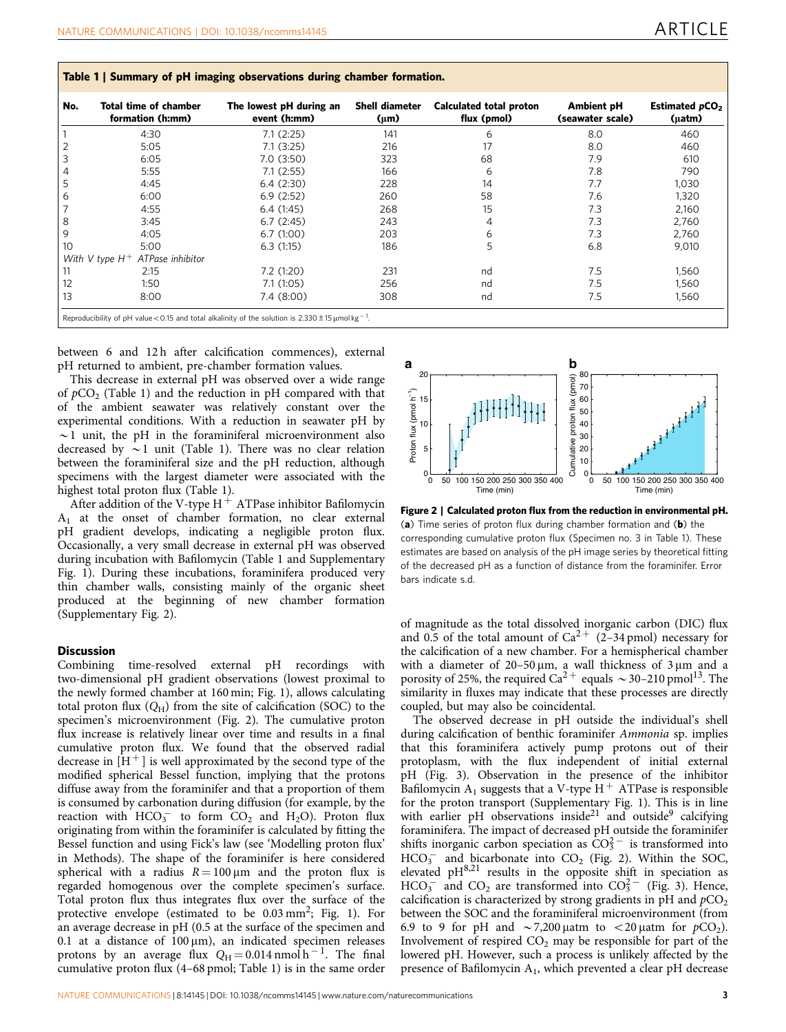**Table 1 | Summary of pH imaging observations during chamber formation.**

| No. | Total time of chamber formation (h:mm) | The lowest pH during an event (h:mm) | Shell diameter (μm) | Calculated total proton flux (pmol) | Ambient pH (seawater scale) | Estimated $pCO_2$ (μatm) |
|---|---|---|---|---|---|---|
| 1 | 4:30 | 7.1 (2:25) | 141 | 6 | 8.0 | 460 |
| 2 | 5:05 | 7.1 (3:25) | 216 | 17 | 8.0 | 460 |
| 3 | 6:05 | 7.0 (3:50) | 323 | 68 | 7.9 | 610 |
| 4 | 5:55 | 7.1 (2:55) | 166 | 6 | 7.8 | 790 |
| 5 | 4:45 | 6.4 (2:30) | 228 | 14 | 7.7 | 1,030 |
| 6 | 6:00 | 6.9 (2:52) | 260 | 58 | 7.6 | 1,320 |
| 7 | 4:55 | 6.4 (1:45) | 268 | 15 | 7.3 | 2,160 |
| 8 | 3:45 | 6.7 (2:45) | 243 | 4 | 7.3 | 2,760 |
| 9 | 4:05 | 6.7 (1:00) | 203 | 6 | 7.3 | 2,760 |
| 10 | 5:00 | 6.3 (1:15) | 186 | 5 | 6.8 | 9,010 |
| *With V type $H^+$ ATPase inhibitor* | | | | | | |
| 11 | 2:15 | 7.2 (1:20) | 231 | nd | 7.5 | 1,560 |
| 12 | 1:50 | 7.1 (1:05) | 256 | nd | 7.5 | 1,560 |
| 13 | 8:00 | 7.4 (8:00) | 308 | nd | 7.5 | 1,560 |

Reproducibility of pH value < 0.15 and total alkalinity of the solution is 2.330 ± 15 μmol kg$^{-1}$.

between 6 and 12 h after calcification commences), external pH returned to ambient, pre-chamber formation values.

This decrease in external pH was observed over a wide range of $pCO_2$ (Table 1) and the reduction in pH compared with that of the ambient seawater was relatively constant over the experimental conditions. With a reduction in seawater pH by ~1 unit, the pH in the foraminiferal microenvironment also decreased by ~1 unit (Table 1). There was no clear relation between the foraminiferal size and the pH reduction, although specimens with the largest diameter were associated with the highest total proton flux (Table 1).

After addition of the V-type $H^+$ ATPase inhibitor Bafilomycin $A_1$ at the onset of chamber formation, no clear external pH gradient develops, indicating a negligible proton flux. Occasionally, a very small decrease in external pH was observed during incubation with Bafilomycin (Table 1 and Supplementary Fig. 1). During these incubations, foraminifera produced very thin chamber walls, consisting mainly of the organic sheet produced at the beginning of new chamber formation (Supplementary Fig. 2).

## Discussion

Combining time-resolved external pH recordings with two-dimensional pH gradient observations (lowest proximal to the newly formed chamber at 160 min; Fig. 1), allows calculating total proton flux ($Q_H$) from the site of calcification (SOC) to the specimen's microenvironment (Fig. 2). The cumulative proton flux increase is relatively linear over time and results in a final cumulative proton flux. We found that the observed radial decrease in $[H^+]$ is well approximated by the second type of the modified spherical Bessel function, implying that the protons diffuse away from the foraminifer and that a proportion of them is consumed by carbonation during diffusion (for example, by the reaction with $HCO_3^-$ to form $CO_2$ and $H_2O$). Proton flux originating from within the foraminifer is calculated by fitting the Bessel function and using Fick's law (see 'Modelling proton flux' in Methods). The shape of the foraminifer is here considered spherical with a radius $R = 100\,\mu m$ and the proton flux is regarded homogenous over the complete specimen's surface. Total proton flux thus integrates flux over the surface of the protective envelope (estimated to be 0.03 mm$^2$; Fig. 1). For an average decrease in pH (0.5 at the surface of the specimen and 0.1 at a distance of 100 μm), an indicated specimen releases protons by an average flux $Q_H = 0.014$ nmol h$^{-1}$. The final cumulative proton flux (4–68 pmol; Table 1) is in the same order of magnitude as the total dissolved inorganic carbon (DIC) flux and 0.5 of the total amount of $Ca^{2+}$ (2–34 pmol) necessary for the calcification of a new chamber. For a hemispherical chamber with a diameter of 20–50 μm, a wall thickness of 3 μm and a porosity of 25%, the required $Ca^{2+}$ equals ~30–210 pmol[13]. The similarity in fluxes may indicate that these processes are directly coupled, but may also be coincidental.

**Figure 2 | Calculated proton flux from the reduction in environmental pH.** (**a**) Time series of proton flux during chamber formation and (**b**) the corresponding cumulative proton flux (Specimen no. 3 in Table 1). These estimates are based on analysis of the pH image series by theoretical fitting of the decreased pH as a function of distance from the foraminifer. Error bars indicate s.d.

The observed decrease in pH outside the individual's shell during calcification of benthic foraminifer *Ammonia* sp. implies that this foraminifera actively pump protons out of their protoplasm, with the flux independent of initial external pH (Fig. 3). Observation in the presence of the inhibitor Bafilomycin $A_1$ suggests that a V-type $H^+$ ATPase is responsible for the proton transport (Supplementary Fig. 1). This is in line with earlier pH observations inside[21] and outside[9] calcifying foraminifera. The impact of decreased pH outside the foraminifer shifts inorganic carbon speciation as $CO_3^{2-}$ is transformed into $HCO_3^-$ and bicarbonate into $CO_2$ (Fig. 2). Within the SOC, elevated pH[8,21] results in the opposite shift in speciation as $HCO_3^-$ and $CO_2$ are transformed into $CO_3^{2-}$ (Fig. 3). Hence, calcification is characterized by strong gradients in pH and $pCO_2$ between the SOC and the foraminiferal microenvironment (from 6.9 to 9 for pH and ~7,200 μatm to <20 μatm for $pCO_2$). Involvement of respired $CO_2$ may be responsible for part of the lowered pH. However, such a process is unlikely affected by the presence of Bafilomycin $A_1$, which prevented a clear pH decrease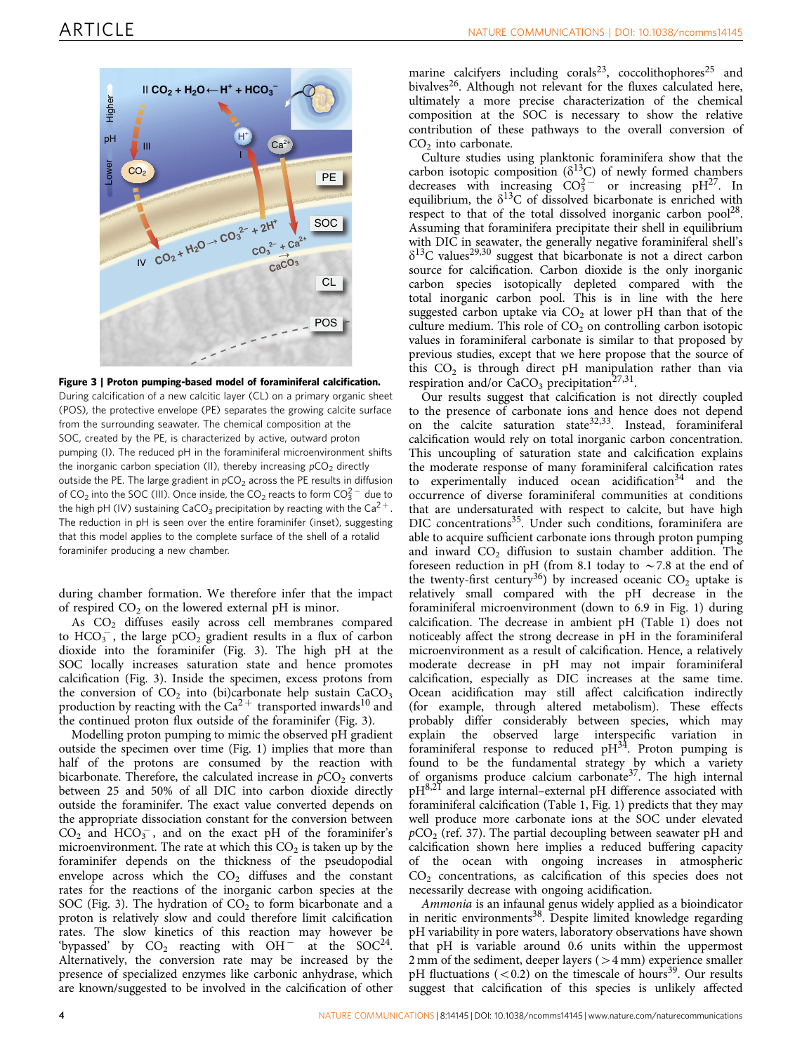**Figure 3 | Proton pumping-based model of foraminiferal calcification.** During calcification of a new calcitic layer (CL) on a primary organic sheet (POS), the protective envelope (PE) separates the growing calcite surface from the surrounding seawater. The chemical composition at the SOC, created by the PE, is characterized by active, outward proton pumping (I). The reduced pH in the foraminiferal microenvironment shifts the inorganic carbon speciation (II), thereby increasing $pCO_2$ directly outside the PE. The large gradient in $pCO_2$ across the PE results in diffusion of $CO_2$ into the SOC (III). Once inside, the $CO_2$ reacts to form $CO_3^{2-}$ due to the high pH (IV) sustaining $CaCO_3$ precipitation by reacting with the $Ca^{2+}$. The reduction in pH is seen over the entire foraminifer (inset), suggesting that this model applies to the complete surface of the shell of a rotalid foraminifer producing a new chamber.

during chamber formation. We therefore infer that the impact of respired $CO_2$ on the lowered external pH is minor.

As $CO_2$ diffuses easily across cell membranes compared to $HCO_3^-$, the large $pCO_2$ gradient results in a flux of carbon dioxide into the foraminifer (Fig. 3). The high pH at the SOC locally increases saturation state and hence promotes calcification (Fig. 3). Inside the specimen, excess protons from the conversion of $CO_2$ into (bi)carbonate help sustain $CaCO_3$ production by reacting with the $Ca^{2+}$ transported inwards[10] and the continued proton flux outside of the foraminifer (Fig. 3).

Modelling proton pumping to mimic the observed pH gradient outside the specimen over time (Fig. 1) implies that more than half of the protons are consumed by the reaction with bicarbonate. Therefore, the calculated increase in $pCO_2$ converts between 25 and 50% of all DIC into carbon dioxide directly outside the foraminifer. The exact value converted depends on the appropriate dissociation constant for the conversion between $CO_2$ and $HCO_3^-$, and on the exact pH of the foraminifer's microenvironment. The rate at which this $CO_2$ is taken up by the foraminifer depends on the thickness of the pseudopodial envelope across which the $CO_2$ diffuses and the constant rates for the reactions of the inorganic carbon species at the SOC (Fig. 3). The hydration of $CO_2$ to form bicarbonate and a proton is relatively slow and could therefore limit calcification rates. The slow kinetics of this reaction may however be 'bypassed' by $CO_2$ reacting with $OH^-$ at the SOC[24]. Alternatively, the conversion rate may be increased by the presence of specialized enzymes like carbonic anhydrase, which are known/suggested to be involved in the calcification of other marine calcifyers including corals[23], coccolithophores[25] and bivalves[26]. Although not relevant for the fluxes calculated here, ultimately a more precise characterization of the chemical composition at the SOC is necessary to show the relative contribution of these pathways to the overall conversion of $CO_2$ into carbonate.

Culture studies using planktonic foraminifera show that the carbon isotopic composition ($\delta^{13}C$) of newly formed chambers decreases with increasing $CO_3^{2-}$ or increasing pH[27]. In equilibrium, the $\delta^{13}C$ of dissolved bicarbonate is enriched with respect to that of the total dissolved inorganic carbon pool[28]. Assuming that foraminifera precipitate their shell in equilibrium with DIC in seawater, the generally negative foraminiferal shell's $\delta^{13}C$ values[29,30] suggest that bicarbonate is not a direct carbon source for calcification. Carbon dioxide is the only inorganic carbon species isotopically depleted compared with the total inorganic carbon pool. This is in line with the here suggested carbon uptake via $CO_2$ at lower pH than that of the culture medium. This role of $CO_2$ on controlling carbon isotopic values in foraminiferal carbonate is similar to that proposed by previous studies, except that we here propose that the source of this $CO_2$ is through direct pH manipulation rather than via respiration and/or $CaCO_3$ precipitation[27,31].

Our results suggest that calcification is not directly coupled to the presence of carbonate ions and hence does not depend on the calcite saturation state[32,33]. Instead, foraminiferal calcification would rely on total inorganic carbon concentration. This uncoupling of saturation state and calcification explains the moderate response of many foraminiferal calcification rates to experimentally induced ocean acidification[34] and the occurrence of diverse foraminiferal communities at conditions that are undersaturated with respect to calcite, but have high DIC concentrations[35]. Under such conditions, foraminifera are able to acquire sufficient carbonate ions through proton pumping and inward $CO_2$ diffusion to sustain chamber addition. The foreseen reduction in pH (from 8.1 today to ~7.8 at the end of the twenty-first century[36]) by increased oceanic $CO_2$ uptake is relatively small compared with the pH decrease in the foraminiferal microenvironment (down to 6.9 in Fig. 1) during calcification. The decrease in ambient pH (Table 1) does not noticeably affect the strong decrease in pH in the foraminiferal microenvironment as a result of calcification. Hence, a relatively moderate decrease in pH may not impair foraminiferal calcification, especially as DIC increases at the same time. Ocean acidification may still affect calcification indirectly (for example, through altered metabolism). These effects probably differ considerably between species, which may explain the observed large interspecific variation in foraminiferal response to reduced pH[34]. Proton pumping is found to be the fundamental strategy by which a variety of organisms produce calcium carbonate[37]. The high internal pH[8,21] and large internal–external pH difference associated with foraminiferal calcification (Table 1, Fig. 1) predicts that they may well produce more carbonate ions at the SOC under elevated $pCO_2$ (ref. 37). The partial decoupling between seawater pH and calcification shown here implies a reduced buffering capacity of the ocean with ongoing increases in atmospheric $CO_2$ concentrations, as calcification of this species does not necessarily decrease with ongoing acidification.

*Ammonia* is an infaunal genus widely applied as a bioindicator in neritic environments[38]. Despite limited knowledge regarding pH variability in pore waters, laboratory observations have shown that pH is variable around 0.6 units within the uppermost 2 mm of the sediment, deeper layers (>4 mm) experience smaller pH fluctuations (<0.2) on the timescale of hours[39]. Our results suggest that calcification of this species is unlikely affected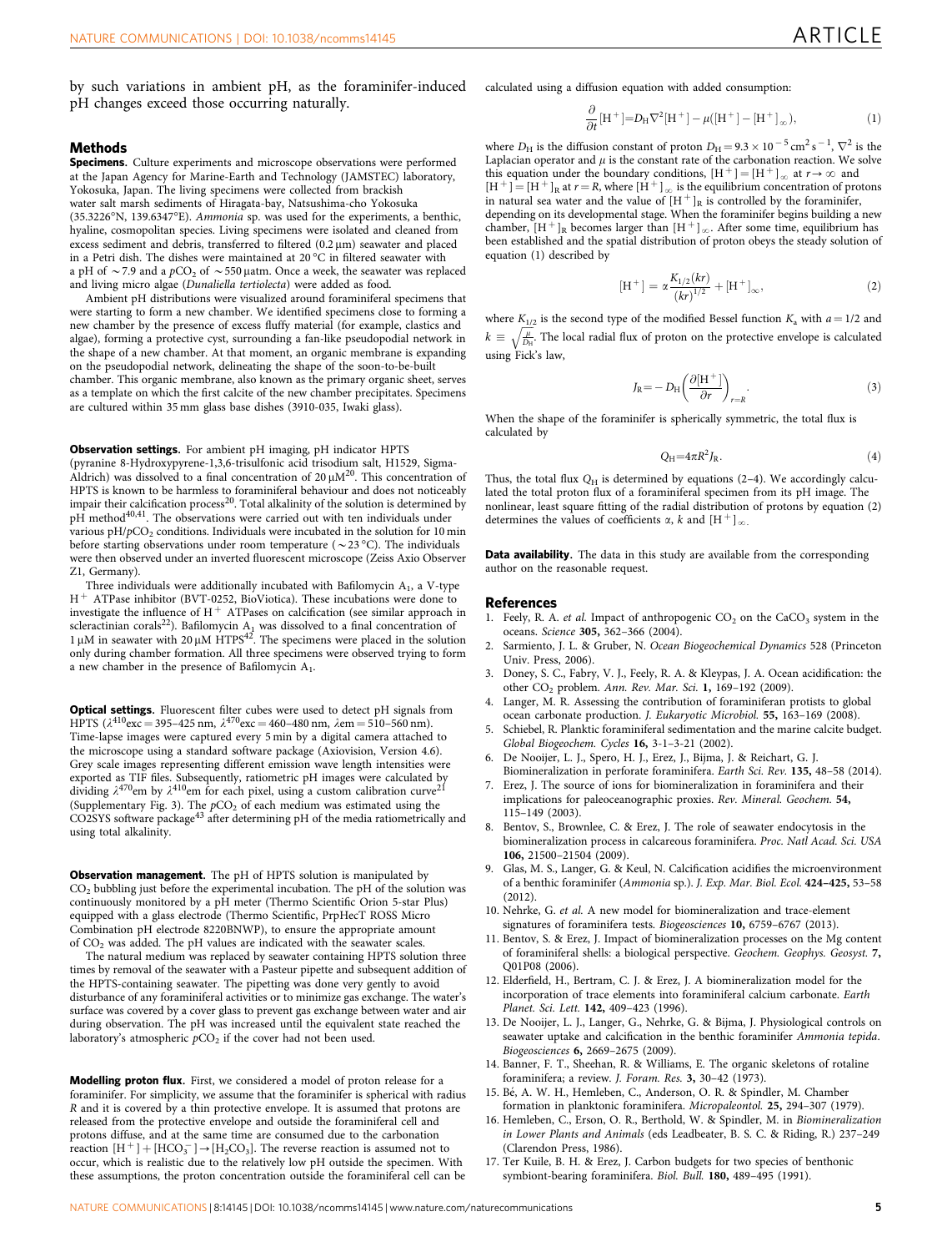by such variations in ambient pH, as the foraminifer-induced pH changes exceed those occurring naturally.

## Methods

**Specimens.** Culture experiments and microscope observations were performed at the Japan Agency for Marine-Earth and Technology (JAMSTEC) laboratory, Yokosuka, Japan. The living specimens were collected from brackish water salt marsh sediments of Hiragata-bay, Natsushima-cho Yokosuka (35.3226°N, 139.6347°E). *Ammonia* sp. was used for the experiments, a benthic, hyaline, cosmopolitan species. Living specimens were isolated and cleaned from excess sediment and debris, transferred to filtered (0.2 µm) seawater and placed in a Petri dish. The dishes were maintained at 20 °C in filtered seawater with a pH of ~7.9 and a $pCO_2$ of ~550 µatm. Once a week, the seawater was replaced and living micro algae (*Dunaliella tertiolecta*) were added as food.

Ambient pH distributions were visualized around foraminiferal specimens that were starting to form a new chamber. We identified specimens close to forming a new chamber by the presence of excess fluffy material (for example, clastics and algae), forming a protective cyst, surrounding a fan-like pseudopodial network in the shape of a new chamber. At that moment, an organic membrane is expanding on the pseudopodial network, delineating the shape of the soon-to-be-built chamber. This organic membrane, also known as the primary organic sheet, serves as a template on which the first calcite of the new chamber precipitates. Specimens are cultured within 35 mm glass base dishes (3910-035, Iwaki glass).

**Observation settings.** For ambient pH imaging, pH indicator HPTS (pyranine 8-Hydroxypyrene-1,3,6-trisulfonic acid trisodium salt, H1529, Sigma-Aldrich) was dissolved to a final concentration of 20 µM[20]. This concentration of HPTS is known to be harmless to foraminiferal behaviour and does not noticeably impair their calcification process[20]. Total alkalinity of the solution is determined by pH method[40,41]. The observations were carried out with ten individuals under various pH/$pCO_2$ conditions. Individuals were incubated in the solution for 10 min before starting observations under room temperature (~23 °C). The individuals were then observed under an inverted fluorescent microscope (Zeiss Axio Observer Z1, Germany).

Three individuals were additionally incubated with Bafilomycin $A_1$, a V-type $H^+$ ATPase inhibitor (BVT-0252, BioViotica). These incubations were done to investigate the influence of $H^+$ ATPases on calcification (see similar approach in scleractinian corals[22]). Bafilomycin $A_1$ was dissolved to a final concentration of 1 µM in seawater with 20 µM HTPS[42]. The specimens were placed in the solution only during chamber formation. All three specimens were observed trying to form a new chamber in the presence of Bafilomycin $A_1$.

**Optical settings.** Fluorescent filter cubes were used to detect pH signals from HPTS ($\lambda^{410}$exc = 395–425 nm, $\lambda^{470}$exc = 460–480 nm, $\lambda$em = 510–560 nm). Time-lapse images were captured every 5 min by a digital camera attached to the microscope using a standard software package (Axiovision, Version 4.6). Grey scale images representing different emission wave length intensities were exported as TIF files. Subsequently, ratiometric pH images were calculated by dividing $\lambda^{470}$em by $\lambda^{410}$em for each pixel, using a custom calibration curve[21] (Supplementary Fig. 3). The $pCO_2$ of each medium was estimated using the CO2SYS software package[43] after determining pH of the media ratiometrically and using total alkalinity.

**Observation management.** The pH of HPTS solution is manipulated by $CO_2$ bubbling just before the experimental incubation. The pH of the solution was continuously monitored by a pH meter (Thermo Scientific Orion 5-star Plus) equipped with a glass electrode (Thermo Scientific, PrpHecT ROSS Micro Combination pH electrode 8220BNWP), to ensure the appropriate amount of $CO_2$ was added. The pH values are indicated with the seawater scales.

The natural medium was replaced by seawater containing HPTS solution three times by removal of the seawater with a Pasteur pipette and subsequent addition of the HPTS-containing seawater. The pipetting was done very gently to avoid disturbance of any foraminiferal activities or to minimize gas exchange. The water's surface was covered by a cover glass to prevent gas exchange between water and air during observation. The pH was increased until the equivalent state reached the laboratory's atmospheric $pCO_2$ if the cover had not been used.

**Modelling proton flux.** First, we considered a model of proton release for a foraminifer. For simplicity, we assume that the foraminifer is spherical with radius $R$ and it is covered by a thin protective envelope. It is assumed that protons are released from the protective envelope and outside the foraminiferal cell and protons diffuse, and at the same time are consumed due to the carbonation reaction $[H^+] + [HCO_3^-] \rightarrow [H_2CO_3]$. The reverse reaction is assumed not to occur, which is realistic due to the relatively low pH outside the specimen. With these assumptions, the proton concentration outside the foraminiferal cell can be calculated using a diffusion equation with added consumption:

$$\frac{\partial}{\partial t}[H^+] = D_H \nabla^2 [H^+] - \mu([H^+] - [H^+]_\infty), \quad (1)$$

where $D_H$ is the diffusion constant of proton $D_H = 9.3 \times 10^{-5}\,\mathrm{cm^2\,s^{-1}}$, $\nabla^2$ is the Laplacian operator and $\mu$ is the constant rate of the carbonation reaction. We solve this equation under the boundary conditions, $[H^+] = [H^+]_\infty$ at $r \rightarrow \infty$ and $[H^+] = [H^+]_R$ at $r = R$, where $[H^+]_\infty$ is the equilibrium concentration of protons in natural sea water and the value of $[H^+]_R$ is controlled by the foraminifer, depending on its developmental stage. When the foraminifer begins building a new chamber, $[H^+]_R$ becomes larger than $[H^+]_\infty$. After some time, equilibrium has been established and the spatial distribution of proton obeys the steady solution of equation (1) described by

$$[H^+] = \alpha \frac{K_{1/2}(kr)}{(kr)^{1/2}} + [H^+]_\infty, \quad (2)$$

where $K_{1/2}$ is the second type of the modified Bessel function $K_a$ with $a = 1/2$ and $k \equiv \sqrt{\frac{\mu}{D_H}}$. The local radial flux of proton on the protective envelope is calculated using Fick's law,

$$J_R = -D_H \left( \frac{\partial [H^+]}{\partial r} \right)_{r=R}. \quad (3)$$

When the shape of the foraminifer is spherically symmetric, the total flux is calculated by

$$Q_H = 4\pi R^2 J_R. \quad (4)$$

Thus, the total flux $Q_H$ is determined by equations (2–4). We accordingly calculated the total proton flux of a foraminiferal specimen from its pH image. The nonlinear, least square fitting of the radial distribution of protons by equation (2) determines the values of coefficients $\alpha$, $k$ and $[H^+]_\infty$.

**Data availability.** The data in this study are available from the corresponding author on the reasonable request.

## References

1. Feely, R. A. *et al.* Impact of anthropogenic $CO_2$ on the $CaCO_3$ system in the oceans. *Science* **305,** 362–366 (2004).
2. Sarmiento, J. L. & Gruber, N. *Ocean Biogeochemical Dynamics* 528 (Princeton Univ. Press, 2006).
3. Doney, S. C., Fabry, V. J., Feely, R. A. & Kleypas, J. A. Ocean acidification: the other $CO_2$ problem. *Ann. Rev. Mar. Sci.* **1,** 169–192 (2009).
4. Langer, M. R. Assessing the contribution of foraminiferan protists to global ocean carbonate production. *J. Eukaryotic Microbiol.* **55,** 163–169 (2008).
5. Schiebel, R. Planktic foraminiferal sedimentation and the marine calcite budget. *Global Biogeochem. Cycles* **16,** 3-1–3-21 (2002).
6. De Nooijer, L. J., Spero, H. J., Erez, J., Bijma, J. & Reichart, G. J. Biomineralization in perforate foraminifera. *Earth Sci. Rev.* **135,** 48–58 (2014).
7. Erez, J. The source of ions for biomineralization in foraminifera and their implications for paleoceanographic proxies. *Rev. Mineral. Geochem.* **54,** 115–149 (2003).
8. Bentov, S., Brownlee, C. & Erez, J. The role of seawater endocytosis in the biomineralization process in calcareous foraminifera. *Proc. Natl Acad. Sci. USA* **106,** 21500–21504 (2009).
9. Glas, M. S., Langer, G. & Keul, N. Calcification acidifies the microenvironment of a benthic foraminifer (*Ammonia* sp.). *J. Exp. Mar. Biol. Ecol.* **424–425,** 53–58 (2012).
10. Nehrke, G. *et al.* A new model for biomineralization and trace-element signatures of foraminifera tests. *Biogeosciences* **10,** 6759–6767 (2013).
11. Bentov, S. & Erez, J. Impact of biomineralization processes on the Mg content of foraminiferal shells: a biological perspective. *Geochem. Geophys. Geosyst.* **7,** Q01P08 (2006).
12. Elderfield, H., Bertram, C. J. & Erez, J. A biomineralization model for the incorporation of trace elements into foraminiferal calcium carbonate. *Earth Planet. Sci. Lett.* **142,** 409–423 (1996).
13. De Nooijer, L. J., Langer, G., Nehrke, G. & Bijma, J. Physiological controls on seawater uptake and calcification in the benthic foraminifer *Ammonia tepida*. *Biogeosciences* **6,** 2669–2675 (2009).
14. Banner, F. T., Sheehan, R. & Williams, E. The organic skeletons of rotaline foraminifera; a review. *J. Foram. Res.* **3,** 30–42 (1973).
15. Bé, A. W. H., Hemleben, C., Anderson, O. R. & Spindler, M. Chamber formation in planktonic foraminifera. *Micropaleontol.* **25,** 294–307 (1979).
16. Hemleben, C., Erson, O. R., Berthold, W. & Spindler, M. in *Biomineralization in Lower Plants and Animals* (eds Leadbeater, B. S. C. & Riding, R.) 237–249 (Clarendon Press, 1986).
17. Ter Kuile, B. H. & Erez, J. Carbon budgets for two species of benthonic symbiont-bearing foraminifera. *Biol. Bull.* **180,** 489–495 (1991).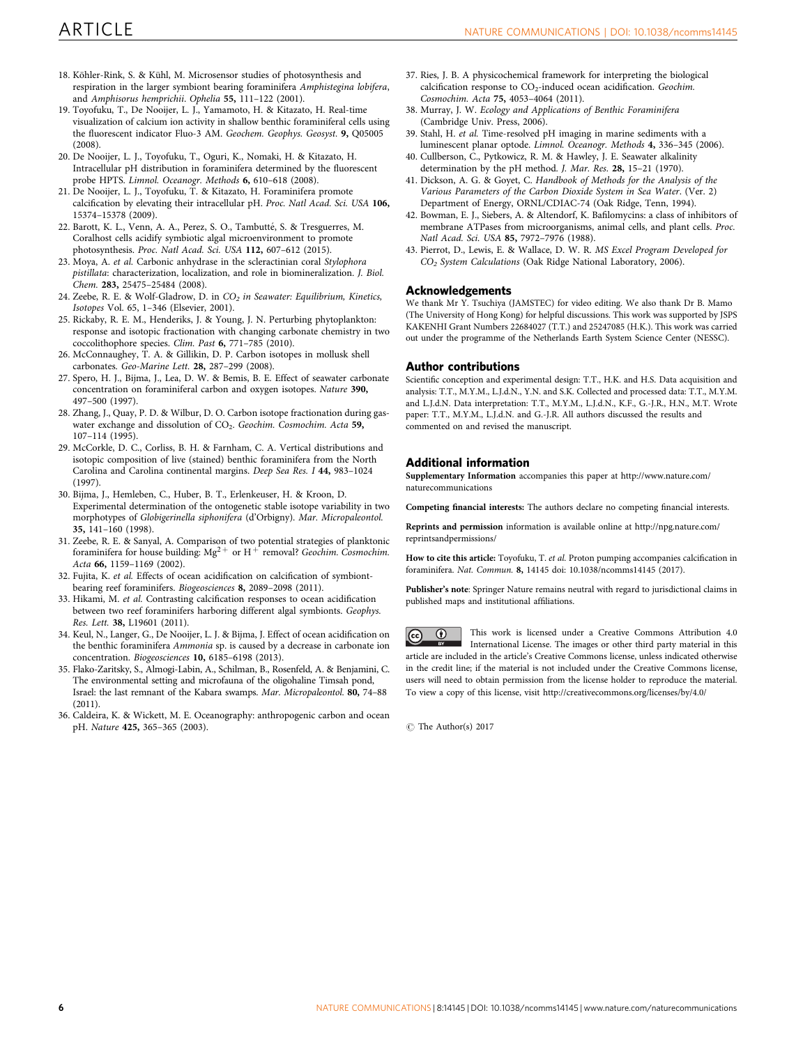18. Köhler-Rink, S. & Kühl, M. Microsensor studies of photosynthesis and respiration in the larger symbiont bearing foraminifera *Amphistegina lobifera*, and *Amphisorus hemprichii*. *Ophelia* **55,** 111–122 (2001).
19. Toyofuku, T., De Nooijer, L. J., Yamamoto, H. & Kitazato, H. Real-time visualization of calcium ion activity in shallow benthic foraminiferal cells using the fluorescent indicator Fluo-3 AM. *Geochem. Geophys. Geosyst.* **9,** Q05005 (2008).
20. De Nooijer, L. J., Toyofuku, T., Oguri, K., Nomaki, H. & Kitazato, H. Intracellular pH distribution in foraminifera determined by the fluorescent probe HPTS. *Limnol. Oceanogr. Methods* **6,** 610–618 (2008).
21. De Nooijer, L. J., Toyofuku, T. & Kitazato, H. Foraminifera promote calcification by elevating their intracellular pH. *Proc. Natl Acad. Sci. USA* **106,** 15374–15378 (2009).
22. Barott, K. L., Venn, A. A., Perez, S. O., Tambutté, S. & Tresguerres, M. Coralhost cells acidify symbiotic algal microenvironment to promote photosynthesis. *Proc. Natl Acad. Sci. USA* **112,** 607–612 (2015).
23. Moya, A. *et al.* Carbonic anhydrase in the scleractinian coral *Stylophora pistillata*: characterization, localization, and role in biomineralization. *J. Biol. Chem.* **283,** 25475–25484 (2008).
24. Zeebe, R. E. & Wolf-Gladrow, D. in *$CO_2$ in Seawater: Equilibrium, Kinetics, Isotopes* Vol. 65, 1–346 (Elsevier, 2001).
25. Rickaby, R. E. M., Henderiks, J. & Young, J. N. Perturbing phytoplankton: response and isotopic fractionation with changing carbonate chemistry in two coccolithophore species. *Clim. Past* **6,** 771–785 (2010).
26. McConnaughey, T. A. & Gillikin, D. P. Carbon isotopes in mollusk shell carbonates. *Geo-Marine Lett.* **28,** 287–299 (2008).
27. Spero, H. J., Bijma, J., Lea, D. W. & Bemis, B. E. Effect of seawater carbonate concentration on foraminiferal carbon and oxygen isotopes. *Nature* **390,** 497–500 (1997).
28. Zhang, J., Quay, P. D. & Wilbur, D. O. Carbon isotope fractionation during gas-water exchange and dissolution of $CO_2$. *Geochim. Cosmochim. Acta* **59,** 107–114 (1995).
29. McCorkle, D. C., Corliss, B. H. & Farnham, C. A. Vertical distributions and isotopic composition of live (stained) benthic foraminifera from the North Carolina and Carolina continental margins. *Deep Sea Res. I* **44,** 983–1024 (1997).
30. Bijma, J., Hemleben, C., Huber, B. T., Erlenkeuser, H. & Kroon, D. Experimental determination of the ontogenetic stable isotope variability in two morphotypes of *Globigerinella siphonifera* (d'Orbigny). *Mar. Micropaleontol.* **35,** 141–160 (1998).
31. Zeebe, R. E. & Sanyal, A. Comparison of two potential strategies of planktonic foraminifera for house building: $Mg^{2+}$ or $H^+$ removal? *Geochim. Cosmochim. Acta* **66,** 1159–1169 (2002).
32. Fujita, K. *et al.* Effects of ocean acidification on calcification of symbiont-bearing reef foraminifers. *Biogeosciences* **8,** 2089–2098 (2011).
33. Hikami, M. *et al.* Contrasting calcification responses to ocean acidification between two reef foraminifers harboring different algal symbionts. *Geophys. Res. Lett.* **38,** L19601 (2011).
34. Keul, N., Langer, G., De Nooijer, L. J. & Bijma, J. Effect of ocean acidification on the benthic foraminifera *Ammonia* sp. is caused by a decrease in carbonate ion concentration. *Biogeosciences* **10,** 6185–6198 (2013).
35. Flako-Zaritsky, S., Almogi-Labin, A., Schilman, B., Rosenfeld, A. & Benjamini, C. The environmental setting and microfauna of the oligohaline Timsah pond, Israel: the last remnant of the Kabara swamps. *Mar. Micropaleontol.* **80,** 74–88 (2011).
36. Caldeira, K. & Wickett, M. E. Oceanography: anthropogenic carbon and ocean pH. *Nature* **425,** 365–365 (2003).
37. Ries, J. B. A physicochemical framework for interpreting the biological calcification response to $CO_2$-induced ocean acidification. *Geochim. Cosmochim. Acta* **75,** 4053–4064 (2011).
38. Murray, J. W. *Ecology and Applications of Benthic Foraminifera* (Cambridge Univ. Press, 2006).
39. Stahl, H. *et al.* Time-resolved pH imaging in marine sediments with a luminescent planar optode. *Limnol. Oceanogr. Methods* **4,** 336–345 (2006).
40. Cullberson, C., Pytkowicz, R. M. & Hawley, J. E. Seawater alkalinity determination by the pH method. *J. Mar. Res.* **28,** 15–21 (1970).
41. Dickson, A. G. & Goyet, C. *Handbook of Methods for the Analysis of the Various Parameters of the Carbon Dioxide System in Sea Water*. (Ver. 2) Department of Energy, ORNL/CDIAC-74 (Oak Ridge, Tenn, 1994).
42. Bowman, E. J., Siebers, A. & Altendorf, K. Bafilomycins: a class of inhibitors of membrane ATPases from microorganisms, animal cells, and plant cells. *Proc. Natl Acad. Sci. USA* **85,** 7972–7976 (1988).
43. Pierrot, D., Lewis, E. & Wallace, D. W. R. *MS Excel Program Developed for $CO_2$ System Calculations* (Oak Ridge National Laboratory, 2006).

## Acknowledgements

We thank Mr Y. Tsuchiya (JAMSTEC) for video editing. We also thank Dr B. Mamo (The University of Hong Kong) for helpful discussions. This work was supported by JSPS KAKENHI Grant Numbers 22684027 (T.T.) and 25247085 (H.K.). This work was carried out under the programme of the Netherlands Earth System Science Center (NESSC).

## Author contributions

Scientific conception and experimental design: T.T., H.K. and H.S. Data acquisition and analysis: T.T., M.Y.M., L.J.d.N., Y.N. and S.K. Collected and processed data: T.T., M.Y.M. and L.J.d.N. Data interpretation: T.T., M.Y.M., L.J.d.N., K.F., G.-J.R., H.N., M.T. Wrote paper: T.T., M.Y.M., L.J.d.N. and G.-J.R. All authors discussed the results and commented on and revised the manuscript.

## Additional information

**Supplementary Information** accompanies this paper at http://www.nature.com/naturecommunications

**Competing financial interests:** The authors declare no competing financial interests.

**Reprints and permission** information is available online at http://npg.nature.com/reprintsandpermissions/

**How to cite this article:** Toyofuku, T. *et al.* Proton pumping accompanies calcification in foraminifera. *Nat. Commun.* **8,** 14145 doi: 10.1038/ncomms14145 (2017).

**Publisher's note**: Springer Nature remains neutral with regard to jurisdictional claims in published maps and institutional affiliations.

This work is licensed under a Creative Commons Attribution 4.0 International License. The images or other third party material in this article are included in the article's Creative Commons license, unless indicated otherwise in the credit line; if the material is not included under the Creative Commons license, users will need to obtain permission from the license holder to reproduce the material. To view a copy of this license, visit http://creativecommons.org/licenses/by/4.0/

© The Author(s) 2017